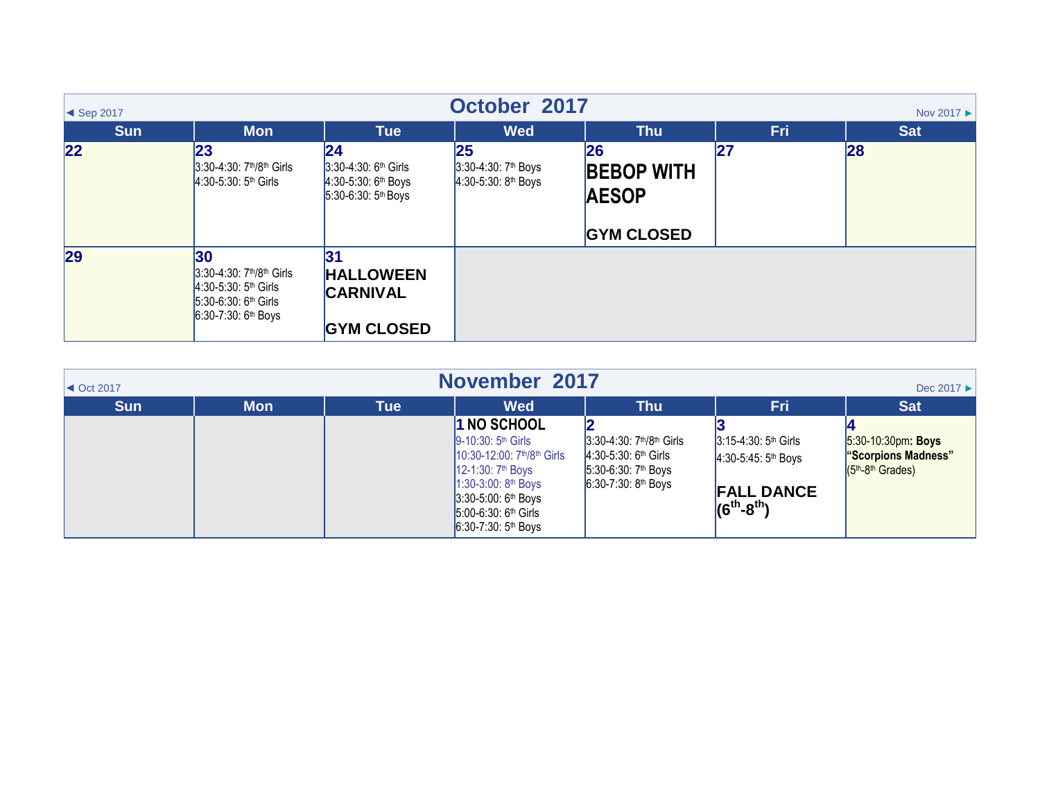## October 2017

◄ Sep 2017 | Nov 2017 ►

| Sun | Mon | Tue | Wed | Thu | Fri | Sat |
|---|---|---|---|---|---|---|
| **22** | **23**<br>3:30-4:30: 7th/8th Girls<br>4:30-5:30: 5th Girls | **24**<br>3:30-4:30: 6th Girls<br>4:30-5:30: 6th Boys<br>5:30-6:30: 5th Boys | **25**<br>3:30-4:30: 7th Boys<br>4:30-5:30: 8th Boys | **26**<br>**BEBOP WITH AESOP**<br><br>**GYM CLOSED** | **27** | **28** |
| **29** | **30**<br>3:30-4:30: 7th/8th Girls<br>4:30-5:30: 5th Girls<br>5:30-6:30: 6th Girls<br>6:30-7:30: 6th Boys | **31**<br>**HALLOWEEN CARNIVAL**<br><br>**GYM CLOSED** | | | | |

## November 2017

◄ Oct 2017 | Dec 2017 ►

| Sun | Mon | Tue | Wed | Thu | Fri | Sat |
|---|---|---|---|---|---|---|
| | | | **1 NO SCHOOL**<br>9-10:30: 5th Girls<br>10:30-12:00: 7th/8th Girls<br>12-1:30: 7th Boys<br>1:30-3:00: 8th Boys<br>3:30-5:00: 6th Boys<br>5:00-6:30: 6th Girls<br>6:30-7:30: 5th Boys | **2**<br>3:30-4:30: 7th/8th Girls<br>4:30-5:30: 6th Girls<br>5:30-6:30: 7th Boys<br>6:30-7:30: 8th Boys | **3**<br>3:15-4:30: 5th Girls<br>4:30-5:45: 5th Boys<br><br>**FALL DANCE (6th-8th)** | **4**<br>5:30-10:30pm: **Boys "Scorpions Madness"** (5th-8th Grades) |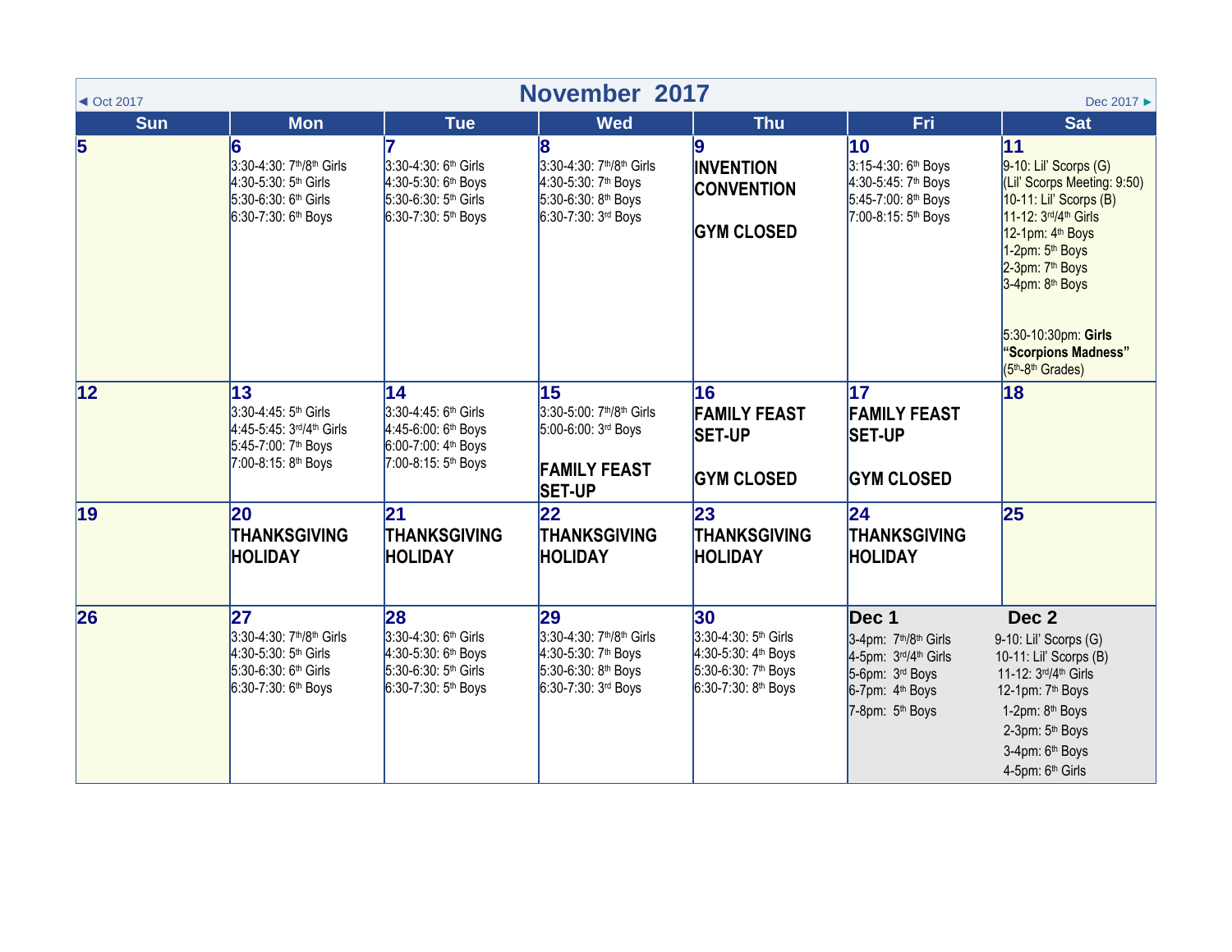◄ Oct 2017 **November 2017** Dec 2017 ►

| Sun | Mon | Tue | Wed | Thu | Fri | Sat |
|---|---|---|---|---|---|---|
| **5** | **6**<br>3:30-4:30: 7th/8th Girls<br>4:30-5:30: 5th Girls<br>5:30-6:30: 6th Girls<br>6:30-7:30: 6th Boys | **7**<br>3:30-4:30: 6th Girls<br>4:30-5:30: 6th Boys<br>5:30-6:30: 5th Girls<br>6:30-7:30: 5th Boys | **8**<br>3:30-4:30: 7th/8th Girls<br>4:30-5:30: 7th Boys<br>5:30-6:30: 8th Boys<br>6:30-7:30: 3rd Boys | **9**<br>**INVENTION CONVENTION**<br><br>**GYM CLOSED** | **10**<br>3:15-4:30: 6th Boys<br>4:30-5:45: 7th Boys<br>5:45-7:00: 8th Boys<br>7:00-8:15: 5th Boys | **11**<br>9-10: Lil' Scorps (G)<br>(Lil' Scorps Meeting: 9:50)<br>10-11: Lil' Scorps (B)<br>11-12: 3rd/4th Girls<br>12-1pm: 4th Boys<br>1-2pm: 5th Boys<br>2-3pm: 7th Boys<br>3-4pm: 8th Boys<br><br>5:30-10:30pm: **Girls "Scorpions Madness"** (5th-8th Grades) |
| **12** | **13**<br>3:30-4:45: 5th Girls<br>4:45-5:45: 3rd/4th Girls<br>5:45-7:00: 7th Boys<br>7:00-8:15: 8th Boys | **14**<br>3:30-4:45: 6th Girls<br>4:45-6:00: 6th Boys<br>6:00-7:00: 4th Boys<br>7:00-8:15: 5th Boys | **15**<br>3:30-5:00: 7th/8th Girls<br>5:00-6:00: 3rd Boys<br><br>**FAMILY FEAST SET-UP** | **16**<br>**FAMILY FEAST SET-UP**<br><br>**GYM CLOSED** | **17**<br>**FAMILY FEAST SET-UP**<br><br>**GYM CLOSED** | **18** |
| **19** | **20**<br>**THANKSGIVING HOLIDAY** | **21**<br>**THANKSGIVING HOLIDAY** | **22**<br>**THANKSGIVING HOLIDAY** | **23**<br>**THANKSGIVING HOLIDAY** | **24**<br>**THANKSGIVING HOLIDAY** | **25** |
| **26** | **27**<br>3:30-4:30: 7th/8th Girls<br>4:30-5:30: 5th Girls<br>5:30-6:30: 6th Girls<br>6:30-7:30: 6th Boys | **28**<br>3:30-4:30: 6th Girls<br>4:30-5:30: 6th Boys<br>5:30-6:30: 5th Girls<br>6:30-7:30: 5th Boys | **29**<br>3:30-4:30: 7th/8th Girls<br>4:30-5:30: 7th Boys<br>5:30-6:30: 8th Boys<br>6:30-7:30: 3rd Boys | **30**<br>3:30-4:30: 5th Girls<br>4:30-5:30: 4th Boys<br>5:30-6:30: 7th Boys<br>6:30-7:30: 8th Boys | **Dec 1**<br>3-4pm: 7th/8th Girls<br>4-5pm: 3rd/4th Girls<br>5-6pm: 3rd Boys<br>6-7pm: 4th Boys<br>7-8pm: 5th Boys | **Dec 2**<br>9-10: Lil' Scorps (G)<br>10-11: Lil' Scorps (B)<br>11-12: 3rd/4th Girls<br>12-1pm: 7th Boys<br>1-2pm: 8th Boys<br>2-3pm: 5th Boys<br>3-4pm: 6th Boys<br>4-5pm: 6th Girls |